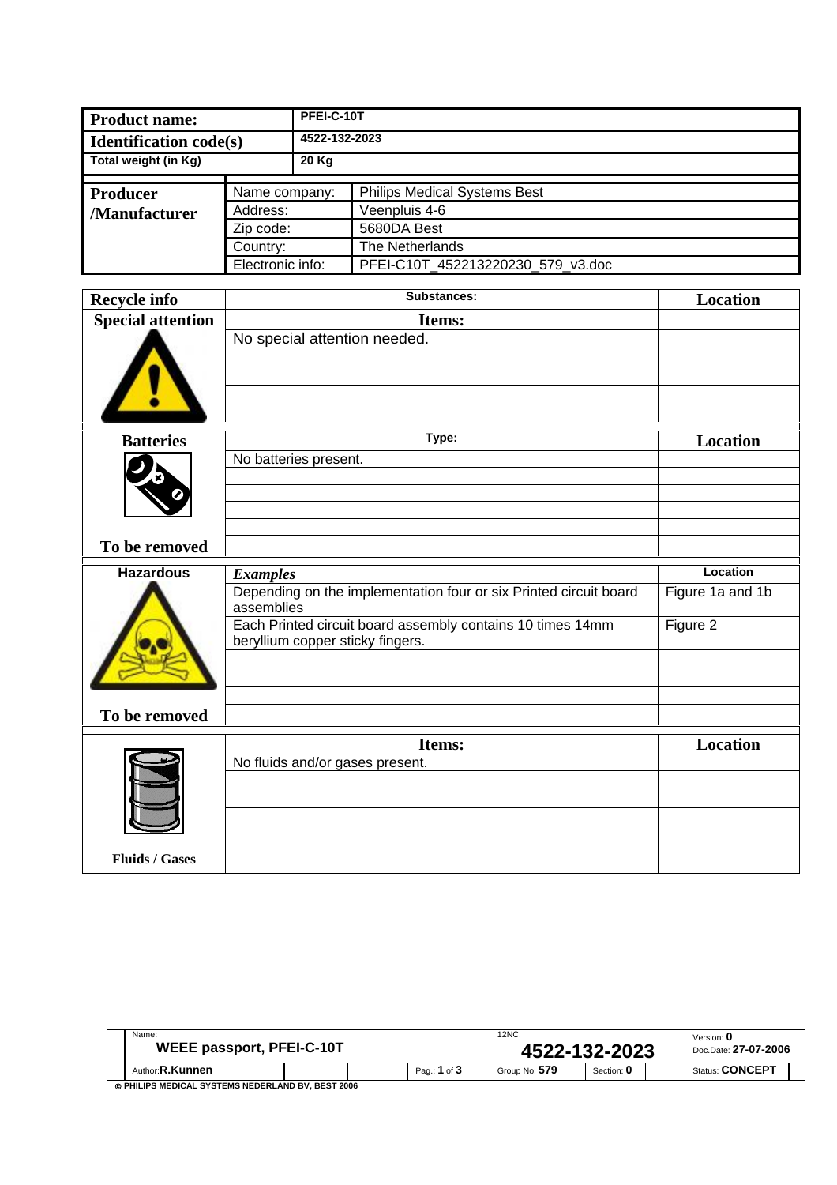| Product name: | PFEI-C-10T |
|---|---|
| Identification code(s) | 4522-132-2023 |
| Total weight (in Kg) | 20 Kg |

| Producer /Manufacturer | | |
|---|---|---|
| | Name company: | Philips Medical Systems Best |
| | Address: | Veenpluis 4-6 |
| | Zip code: | 5680DA Best |
| | Country: | The Netherlands |
| | Electronic info: | PFEI-C10T_452213220230_579_v3.doc |

| Recycle info | Substances: | Location |
|---|---|---|
| Special attention | Items: | |
| | No special attention needed. | |

| Batteries | Type: | Location |
|---|---|---|
| | No batteries present. | |
| To be removed | | |

| Hazardous | *Examples* | Location |
|---|---|---|
| | Depending on the implementation four or six Printed circuit board assemblies | Figure 1a and 1b |
| | Each Printed circuit board assembly contains 10 times 14mm beryllium copper sticky fingers. | Figure 2 |
| To be removed | | |

| Fluids / Gases | Items: | Location |
|---|---|---|
| | No fluids and/or gases present. | |

| Name: WEEE passport, PFEI-C-10T | 12NC: 4522-132-2023 | Version: 0 Doc.Date: 27-07-2006 |
|---|---|---|
| Author: R.Kunnen | Group No: 579 Section: 0 | Status: CONCEPT |

© PHILIPS MEDICAL SYSTEMS NEDERLAND BV, BEST 2006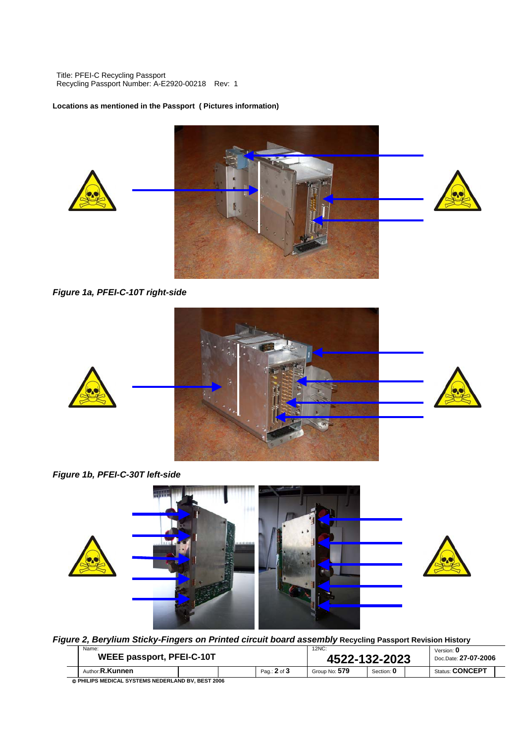Title: PFEI-C Recycling Passport
Recycling Passport Number: A-E2920-00218 Rev: 1

**Locations as mentioned in the Passport ( Pictures information)**

***Figure 1a, PFEI-C-10T right-side***

***Figure 1b, PFEI-C-30T left-side***

***Figure 2, Berylium Sticky-Fingers on Printed circuit board assembly*** **Recycling Passport Revision History**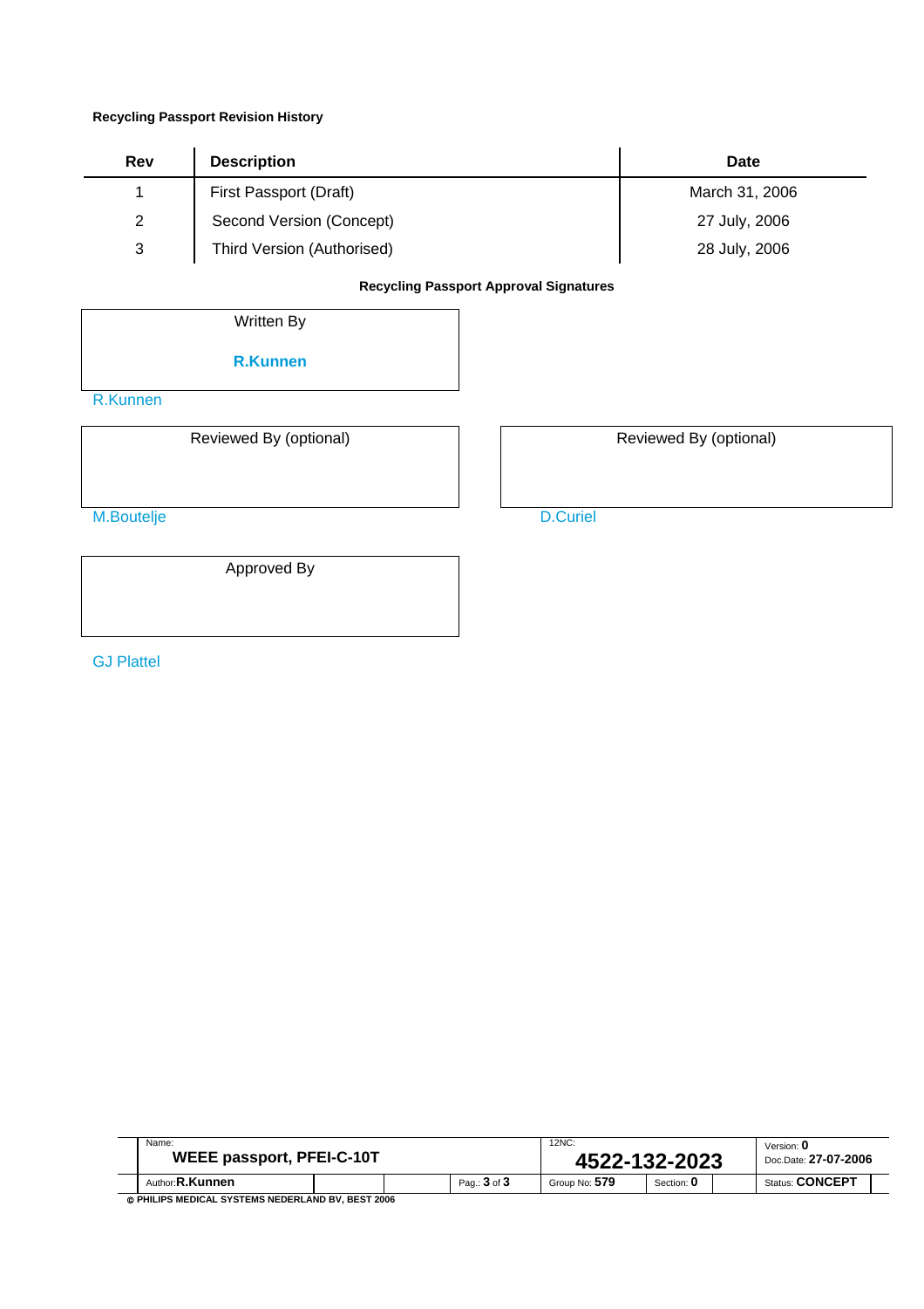**Recycling Passport Revision History**

| Rev | Description | Date |
|---|---|---|
| 1 | First Passport (Draft) | March 31, 2006 |
| 2 | Second Version (Concept) | 27 July, 2006 |
| 3 | Third Version (Authorised) | 28 July, 2006 |

**Recycling Passport Approval Signatures**

| Written By |
|---|
| **R.Kunnen** |

R.Kunnen

| Reviewed By (optional) | Reviewed By (optional) |
|---|---|
| | |

M.Boutelje

D.Curiel

| Approved By |
|---|
| |

GJ Plattel